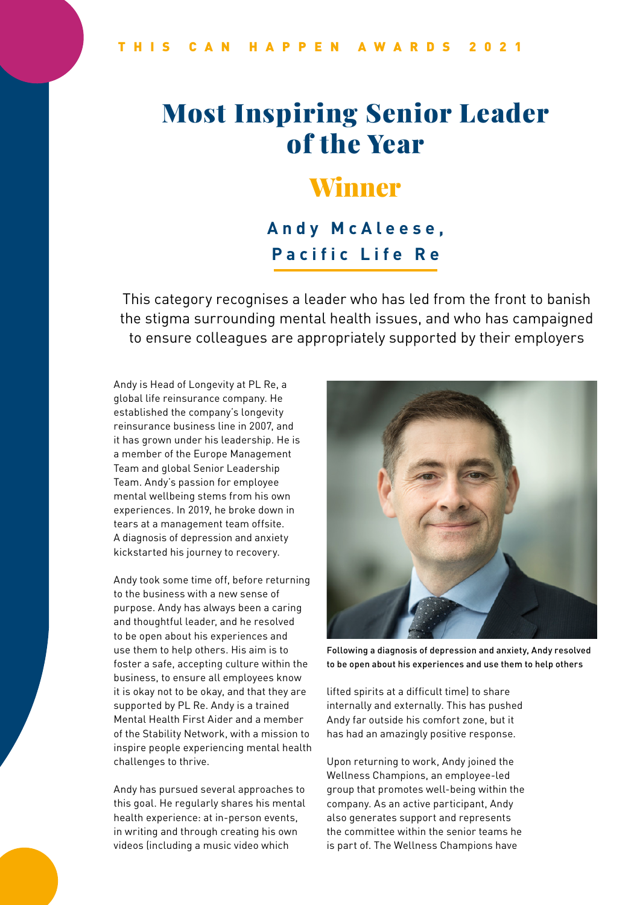THIS CAN HAPPEN AWARDS 2021

# Most Inspiring Senior Leader of the Year

## Winner

### Andy McAleese, Pacific Life Re

This category recognises a leader who has led from the front to banish the stigma surrounding mental health issues, and who has campaigned to ensure colleagues are appropriately supported by their employers

Andy is Head of Longevity at PL Re, a global life reinsurance company. He established the company's longevity reinsurance business line in 2007, and it has grown under his leadership. He is a member of the Europe Management Team and global Senior Leadership Team. Andy's passion for employee mental wellbeing stems from his own experiences. In 2019, he broke down in tears at a management team offsite. A diagnosis of depression and anxiety kickstarted his journey to recovery.

Andy took some time off, before returning to the business with a new sense of purpose. Andy has always been a caring and thoughtful leader, and he resolved to be open about his experiences and use them to help others. His aim is to foster a safe, accepting culture within the business, to ensure all employees know it is okay not to be okay, and that they are supported by PL Re. Andy is a trained Mental Health First Aider and a member of the Stability Network, with a mission to inspire people experiencing mental health challenges to thrive.

Andy has pursued several approaches to this goal. He regularly shares his mental health experience: at in-person events, in writing and through creating his own videos (including a music video which lifted spirits at a difficult time) to share internally and externally. This has pushed Andy far outside his comfort zone, but it has had an amazingly positive response.

Following a diagnosis of depression and anxiety, Andy resolved to be open about his experiences and use them to help others

Upon returning to work, Andy joined the Wellness Champions, an employee-led group that promotes well-being within the company. As an active participant, Andy also generates support and represents the committee within the senior teams he is part of. The Wellness Champions have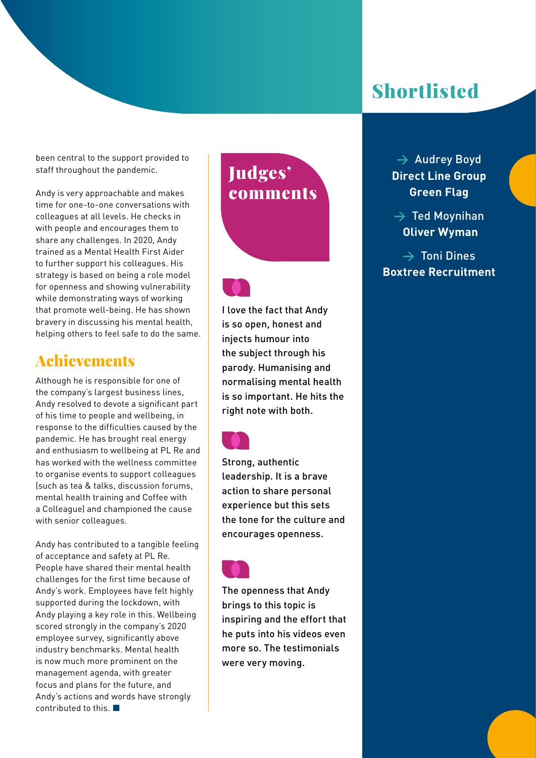been central to the support provided to staff throughout the pandemic.

Andy is very approachable and makes time for one-to-one conversations with colleagues at all levels. He checks in with people and encourages them to share any challenges. In 2020, Andy trained as a Mental Health First Aider to further support his colleagues. His strategy is based on being a role model for openness and showing vulnerability while demonstrating ways of working that promote well-being. He has shown bravery in discussing his mental health, helping others to feel safe to do the same.

## Achievements

Although he is responsible for one of the company's largest business lines, Andy resolved to devote a significant part of his time to people and wellbeing, in response to the difficulties caused by the pandemic. He has brought real energy and enthusiasm to wellbeing at PL Re and has worked with the wellness committee to organise events to support colleagues (such as tea & talks, discussion forums, mental health training and Coffee with a Colleague) and championed the cause with senior colleagues.

Andy has contributed to a tangible feeling of acceptance and safety at PL Re. People have shared their mental health challenges for the first time because of Andy's work. Employees have felt highly supported during the lockdown, with Andy playing a key role in this. Wellbeing scored strongly in the company's 2020 employee survey, significantly above industry benchmarks. Mental health is now much more prominent on the management agenda, with greater focus and plans for the future, and Andy's actions and words have strongly contributed to this. ■

## Judges' comments

I love the fact that Andy is so open, honest and injects humour into the subject through his parody. Humanising and normalising mental health is so important. He hits the right note with both.

Strong, authentic leadership. It is a brave action to share personal experience but this sets the tone for the culture and encourages openness.

The openness that Andy brings to this topic is inspiring and the effort that he puts into his videos even more so. The testimonials were very moving.

## Shortlisted

→ Audrey Boyd
**Direct Line Group Green Flag**

→ Ted Moynihan
**Oliver Wyman**

→ Toni Dines
**Boxtree Recruitment**